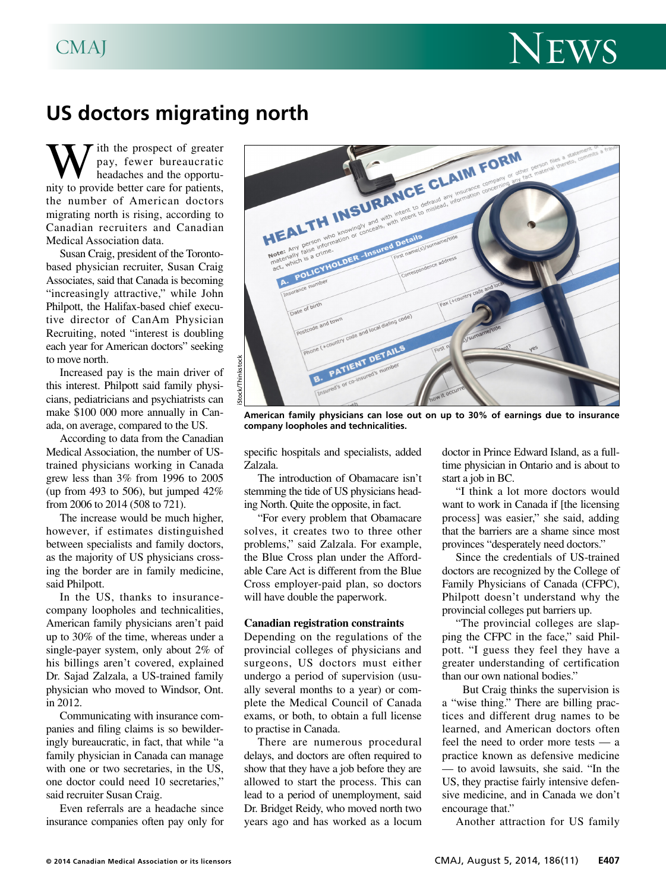# US doctors migrating north

With the prospect of greater pay, fewer bureaucratic headaches and the opportunity to provide better care for patients, the number of American doctors migrating north is rising, according to Canadian recruiters and Canadian Medical Association data.

Susan Craig, president of the Toronto-based physician recruiter, Susan Craig Associates, said that Canada is becoming "increasingly attractive," while John Philpott, the Halifax-based chief executive director of CanAm Physician Recruiting, noted "interest is doubling each year for American doctors" seeking to move north.

Increased pay is the main driver of this interest. Philpott said family physicians, pediatricians and psychiatrists can make $100 000 more annually in Canada, on average, compared to the US.

According to data from the Canadian Medical Association, the number of US-trained physicians working in Canada grew less than 3% from 1996 to 2005 (up from 493 to 506), but jumped 42% from 2006 to 2014 (508 to 721).

The increase would be much higher, however, if estimates distinguished between specialists and family doctors, as the majority of US physicians crossing the border are in family medicine, said Philpott.

In the US, thanks to insurance-company loopholes and technicalities, American family physicians aren't paid up to 30% of the time, whereas under a single-payer system, only about 2% of his billings aren't covered, explained Dr. Sajad Zalzala, a US-trained family physician who moved to Windsor, Ont. in 2012.

Communicating with insurance companies and filing claims is so bewilderingly bureaucratic, in fact, that while "a family physician in Canada can manage with one or two secretaries, in the US, one doctor could need 10 secretaries," said recruiter Susan Craig.

Even referrals are a headache since insurance companies often pay only for specific hospitals and specialists, added Zalzala.

American family physicians can lose out on up to 30% of earnings due to insurance company loopholes and technicalities.

The introduction of Obamacare isn't stemming the tide of US physicians heading North. Quite the opposite, in fact.

"For every problem that Obamacare solves, it creates two to three other problems," said Zalzala. For example, the Blue Cross plan under the Affordable Care Act is different from the Blue Cross employer-paid plan, so doctors will have double the paperwork.

**Canadian registration constraints**

Depending on the regulations of the provincial colleges of physicians and surgeons, US doctors must either undergo a period of supervision (usually several months to a year) or complete the Medical Council of Canada exams, or both, to obtain a full license to practise in Canada.

There are numerous procedural delays, and doctors are often required to show that they have a job before they are allowed to start the process. This can lead to a period of unemployment, said Dr. Bridget Reidy, who moved north two years ago and has worked as a locum doctor in Prince Edward Island, as a full-time physician in Ontario and is about to start a job in BC.

"I think a lot more doctors would want to work in Canada if [the licensing process] was easier," she said, adding that the barriers are a shame since most provinces "desperately need doctors."

Since the credentials of US-trained doctors are recognized by the College of Family Physicians of Canada (CFPC), Philpott doesn't understand why the provincial colleges put barriers up.

"The provincial colleges are slapping the CFPC in the face," said Philpott. "I guess they feel they have a greater understanding of certification than our own national bodies."

But Craig thinks the supervision is a "wise thing." There are billing practices and different drug names to be learned, and American doctors often feel the need to order more tests — a practice known as defensive medicine — to avoid lawsuits, she said. "In the US, they practise fairly intensive defensive medicine, and in Canada we don't encourage that."

Another attraction for US family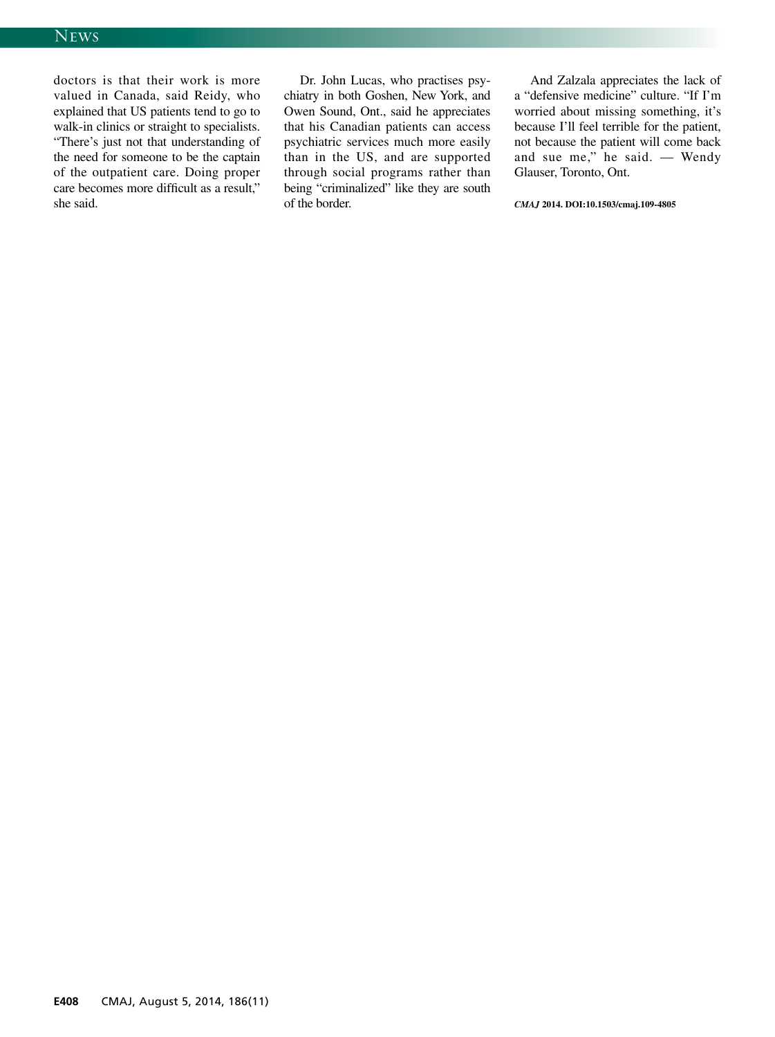doctors is that their work is more valued in Canada, said Reidy, who explained that US patients tend to go to walk-in clinics or straight to specialists. "There's just not that understanding of the need for someone to be the captain of the outpatient care. Doing proper care becomes more difficult as a result," she said.

Dr. John Lucas, who practises psychiatry in both Goshen, New York, and Owen Sound, Ont., said he appreciates that his Canadian patients can access psychiatric services much more easily than in the US, and are supported through social programs rather than being "criminalized" like they are south of the border.

And Zalzala appreciates the lack of a "defensive medicine" culture. "If I'm worried about missing something, it's because I'll feel terrible for the patient, not because the patient will come back and sue me," he said. — Wendy Glauser, Toronto, Ont.

***CMAJ*** **2014. DOI:10.1503/cmaj.109-4805**